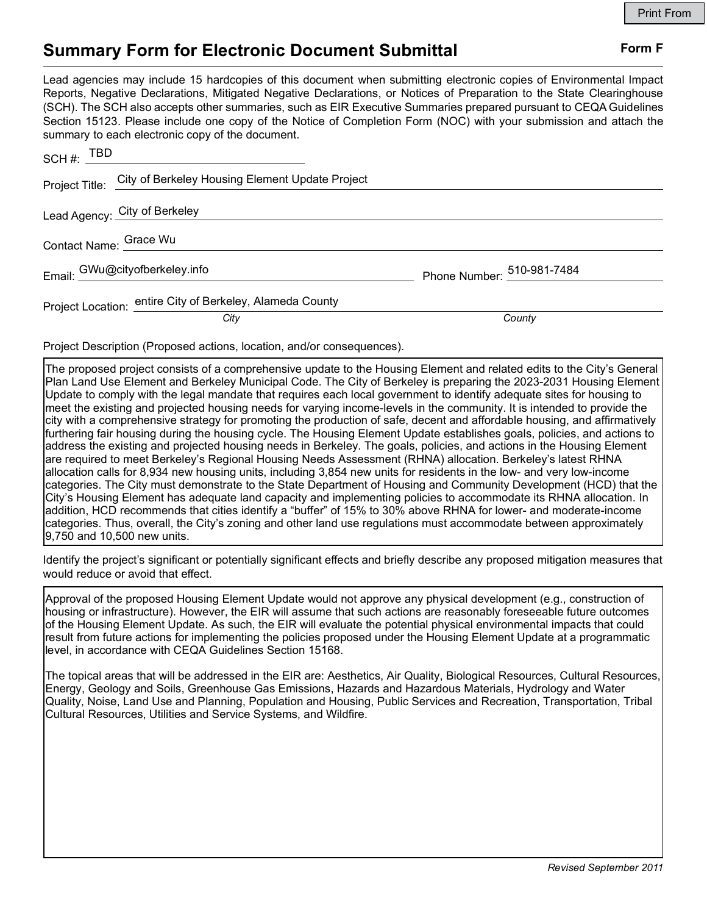# Summary Form for Electronic Document Submittal

**Form F**

Lead agencies may include 15 hardcopies of this document when submitting electronic copies of Environmental Impact Reports, Negative Declarations, Mitigated Negative Declarations, or Notices of Preparation to the State Clearinghouse (SCH). The SCH also accepts other summaries, such as EIR Executive Summaries prepared pursuant to CEQA Guidelines Section 15123. Please include one copy of the Notice of Completion Form (NOC) with your submission and attach the summary to each electronic copy of the document.

SCH #: TBD

Project Title: City of Berkeley Housing Element Update Project

Lead Agency: City of Berkeley

Contact Name: Grace Wu

Email: GWu@cityofberkeley.info    Phone Number: 510-981-7484

Project Location: entire City of Berkeley, Alameda County

*City*    *County*

Project Description (Proposed actions, location, and/or consequences).

The proposed project consists of a comprehensive update to the Housing Element and related edits to the City's General Plan Land Use Element and Berkeley Municipal Code. The City of Berkeley is preparing the 2023-2031 Housing Element Update to comply with the legal mandate that requires each local government to identify adequate sites for housing to meet the existing and projected housing needs for varying income-levels in the community. It is intended to provide the city with a comprehensive strategy for promoting the production of safe, decent and affordable housing, and affirmatively furthering fair housing during the housing cycle. The Housing Element Update establishes goals, policies, and actions to address the existing and projected housing needs in Berkeley. The goals, policies, and actions in the Housing Element are required to meet Berkeley's Regional Housing Needs Assessment (RHNA) allocation. Berkeley's latest RHNA allocation calls for 8,934 new housing units, including 3,854 new units for residents in the low- and very low-income categories. The City must demonstrate to the State Department of Housing and Community Development (HCD) that the City's Housing Element has adequate land capacity and implementing policies to accommodate its RHNA allocation. In addition, HCD recommends that cities identify a "buffer" of 15% to 30% above RHNA for lower- and moderate-income categories. Thus, overall, the City's zoning and other land use regulations must accommodate between approximately 9,750 and 10,500 new units.

Identify the project's significant or potentially significant effects and briefly describe any proposed mitigation measures that would reduce or avoid that effect.

Approval of the proposed Housing Element Update would not approve any physical development (e.g., construction of housing or infrastructure). However, the EIR will assume that such actions are reasonably foreseeable future outcomes of the Housing Element Update. As such, the EIR will evaluate the potential physical environmental impacts that could result from future actions for implementing the policies proposed under the Housing Element Update at a programmatic level, in accordance with CEQA Guidelines Section 15168.

The topical areas that will be addressed in the EIR are: Aesthetics, Air Quality, Biological Resources, Cultural Resources, Energy, Geology and Soils, Greenhouse Gas Emissions, Hazards and Hazardous Materials, Hydrology and Water Quality, Noise, Land Use and Planning, Population and Housing, Public Services and Recreation, Transportation, Tribal Cultural Resources, Utilities and Service Systems, and Wildfire.

*Revised September 2011*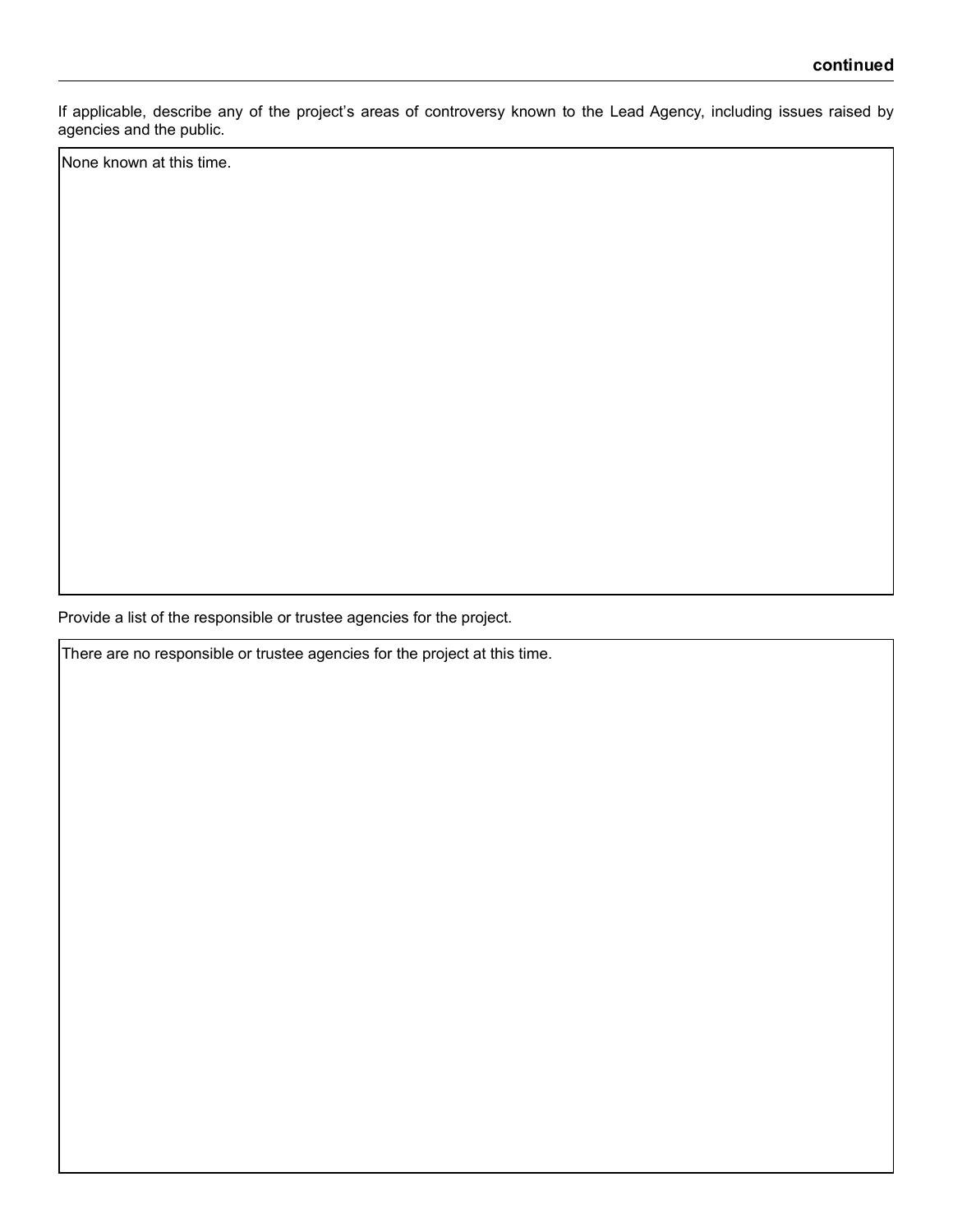**continued**

If applicable, describe any of the project's areas of controversy known to the Lead Agency, including issues raised by agencies and the public.

None known at this time.

Provide a list of the responsible or trustee agencies for the project.

There are no responsible or trustee agencies for the project at this time.